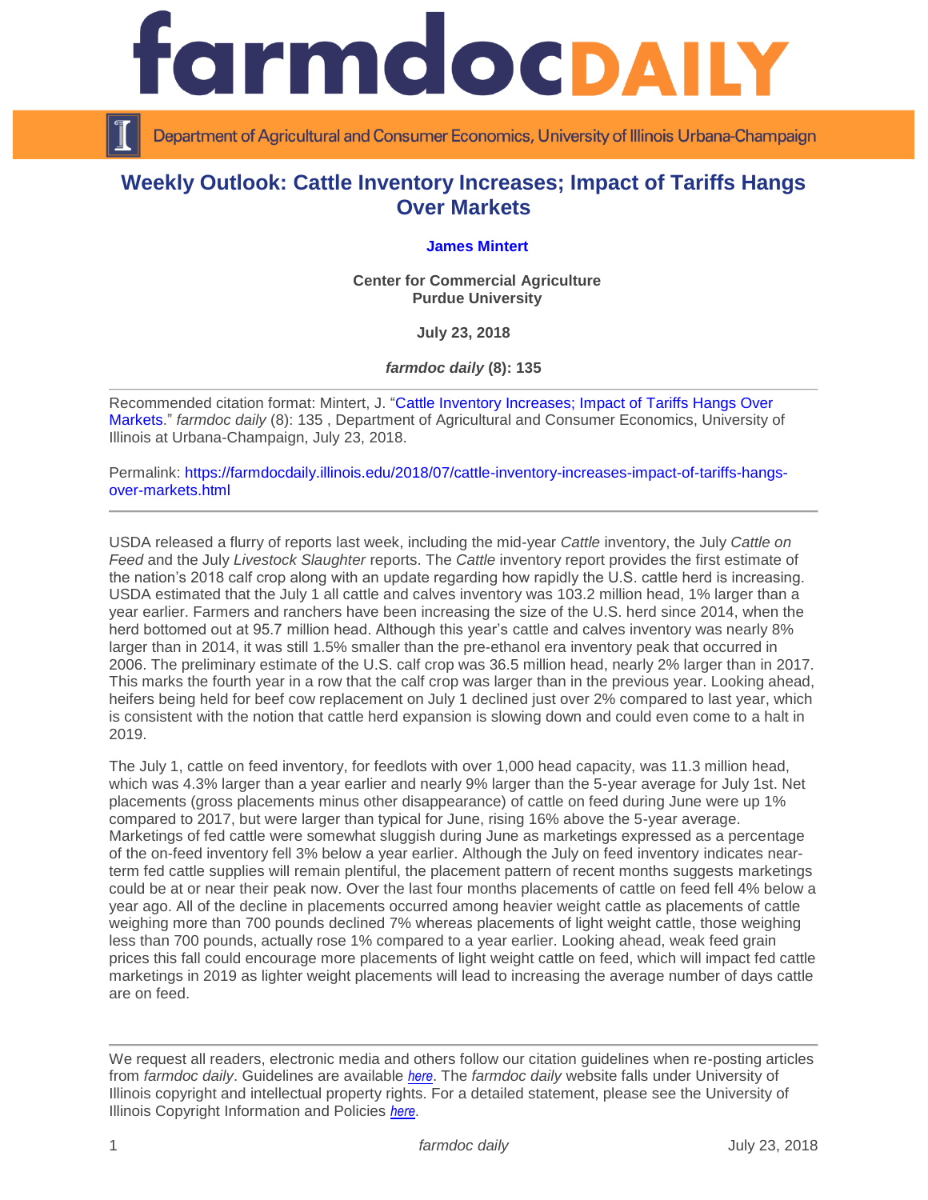# farmdoc DAILY

Department of Agricultural and Consumer Economics, University of Illinois Urbana-Champaign

## Weekly Outlook: Cattle Inventory Increases; Impact of Tariffs Hangs Over Markets

**James Mintert**

**Center for Commercial Agriculture**
**Purdue University**

**July 23, 2018**

***farmdoc daily* (8): 135**

Recommended citation format: Mintert, J. "Cattle Inventory Increases; Impact of Tariffs Hangs Over Markets." *farmdoc daily* (8): 135 , Department of Agricultural and Consumer Economics, University of Illinois at Urbana-Champaign, July 23, 2018.

Permalink: https://farmdocdaily.illinois.edu/2018/07/cattle-inventory-increases-impact-of-tariffs-hangs-over-markets.html

---

USDA released a flurry of reports last week, including the mid-year *Cattle* inventory, the July *Cattle on Feed* and the July *Livestock Slaughter* reports. The *Cattle* inventory report provides the first estimate of the nation's 2018 calf crop along with an update regarding how rapidly the U.S. cattle herd is increasing. USDA estimated that the July 1 all cattle and calves inventory was 103.2 million head, 1% larger than a year earlier. Farmers and ranchers have been increasing the size of the U.S. herd since 2014, when the herd bottomed out at 95.7 million head. Although this year's cattle and calves inventory was nearly 8% larger than in 2014, it was still 1.5% smaller than the pre-ethanol era inventory peak that occurred in 2006. The preliminary estimate of the U.S. calf crop was 36.5 million head, nearly 2% larger than in 2017. This marks the fourth year in a row that the calf crop was larger than in the previous year. Looking ahead, heifers being held for beef cow replacement on July 1 declined just over 2% compared to last year, which is consistent with the notion that cattle herd expansion is slowing down and could even come to a halt in 2019.

The July 1, cattle on feed inventory, for feedlots with over 1,000 head capacity, was 11.3 million head, which was 4.3% larger than a year earlier and nearly 9% larger than the 5-year average for July 1st. Net placements (gross placements minus other disappearance) of cattle on feed during June were up 1% compared to 2017, but were larger than typical for June, rising 16% above the 5-year average. Marketings of fed cattle were somewhat sluggish during June as marketings expressed as a percentage of the on-feed inventory fell 3% below a year earlier. Although the July on feed inventory indicates near-term fed cattle supplies will remain plentiful, the placement pattern of recent months suggests marketings could be at or near their peak now. Over the last four months placements of cattle on feed fell 4% below a year ago. All of the decline in placements occurred among heavier weight cattle as placements of cattle weighing more than 700 pounds declined 7% whereas placements of light weight cattle, those weighing less than 700 pounds, actually rose 1% compared to a year earlier. Looking ahead, weak feed grain prices this fall could encourage more placements of light weight cattle on feed, which will impact fed cattle marketings in 2019 as lighter weight placements will lead to increasing the average number of days cattle are on feed.

---

We request all readers, electronic media and others follow our citation guidelines when re-posting articles from *farmdoc daily*. Guidelines are available *here*. The *farmdoc daily* website falls under University of Illinois copyright and intellectual property rights. For a detailed statement, please see the University of Illinois Copyright Information and Policies *here*.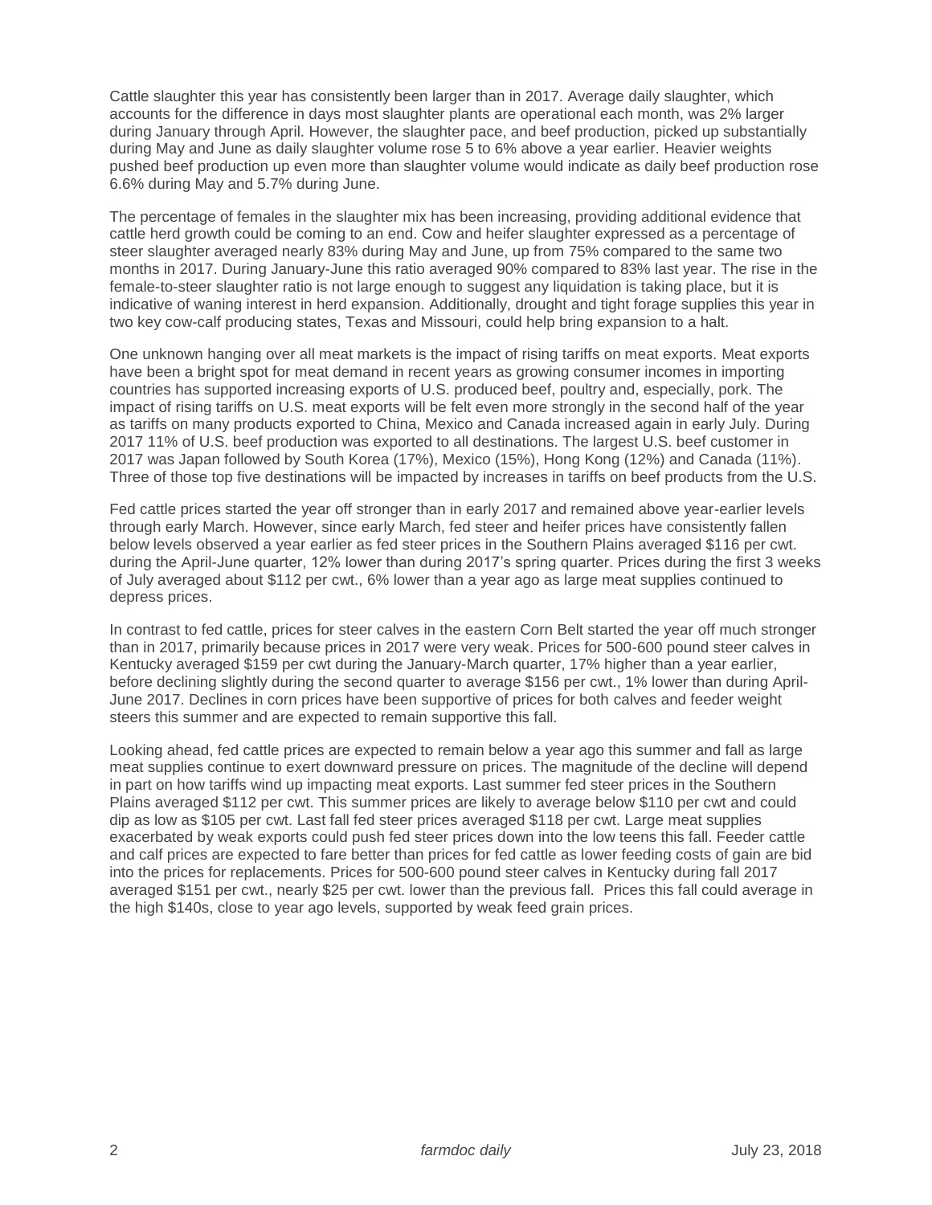Cattle slaughter this year has consistently been larger than in 2017. Average daily slaughter, which accounts for the difference in days most slaughter plants are operational each month, was 2% larger during January through April. However, the slaughter pace, and beef production, picked up substantially during May and June as daily slaughter volume rose 5 to 6% above a year earlier. Heavier weights pushed beef production up even more than slaughter volume would indicate as daily beef production rose 6.6% during May and 5.7% during June.

The percentage of females in the slaughter mix has been increasing, providing additional evidence that cattle herd growth could be coming to an end. Cow and heifer slaughter expressed as a percentage of steer slaughter averaged nearly 83% during May and June, up from 75% compared to the same two months in 2017. During January-June this ratio averaged 90% compared to 83% last year. The rise in the female-to-steer slaughter ratio is not large enough to suggest any liquidation is taking place, but it is indicative of waning interest in herd expansion. Additionally, drought and tight forage supplies this year in two key cow-calf producing states, Texas and Missouri, could help bring expansion to a halt.

One unknown hanging over all meat markets is the impact of rising tariffs on meat exports. Meat exports have been a bright spot for meat demand in recent years as growing consumer incomes in importing countries has supported increasing exports of U.S. produced beef, poultry and, especially, pork. The impact of rising tariffs on U.S. meat exports will be felt even more strongly in the second half of the year as tariffs on many products exported to China, Mexico and Canada increased again in early July. During 2017 11% of U.S. beef production was exported to all destinations. The largest U.S. beef customer in 2017 was Japan followed by South Korea (17%), Mexico (15%), Hong Kong (12%) and Canada (11%). Three of those top five destinations will be impacted by increases in tariffs on beef products from the U.S.

Fed cattle prices started the year off stronger than in early 2017 and remained above year-earlier levels through early March. However, since early March, fed steer and heifer prices have consistently fallen below levels observed a year earlier as fed steer prices in the Southern Plains averaged $116 per cwt. during the April-June quarter, 12% lower than during 2017's spring quarter. Prices during the first 3 weeks of July averaged about $112 per cwt., 6% lower than a year ago as large meat supplies continued to depress prices.

In contrast to fed cattle, prices for steer calves in the eastern Corn Belt started the year off much stronger than in 2017, primarily because prices in 2017 were very weak. Prices for 500-600 pound steer calves in Kentucky averaged $159 per cwt during the January-March quarter, 17% higher than a year earlier, before declining slightly during the second quarter to average $156 per cwt., 1% lower than during April-June 2017. Declines in corn prices have been supportive of prices for both calves and feeder weight steers this summer and are expected to remain supportive this fall.

Looking ahead, fed cattle prices are expected to remain below a year ago this summer and fall as large meat supplies continue to exert downward pressure on prices. The magnitude of the decline will depend in part on how tariffs wind up impacting meat exports. Last summer fed steer prices in the Southern Plains averaged $112 per cwt. This summer prices are likely to average below $110 per cwt and could dip as low as $105 per cwt. Last fall fed steer prices averaged $118 per cwt. Large meat supplies exacerbated by weak exports could push fed steer prices down into the low teens this fall. Feeder cattle and calf prices are expected to fare better than prices for fed cattle as lower feeding costs of gain are bid into the prices for replacements. Prices for 500-600 pound steer calves in Kentucky during fall 2017 averaged $151 per cwt., nearly $25 per cwt. lower than the previous fall. Prices this fall could average in the high $140s, close to year ago levels, supported by weak feed grain prices.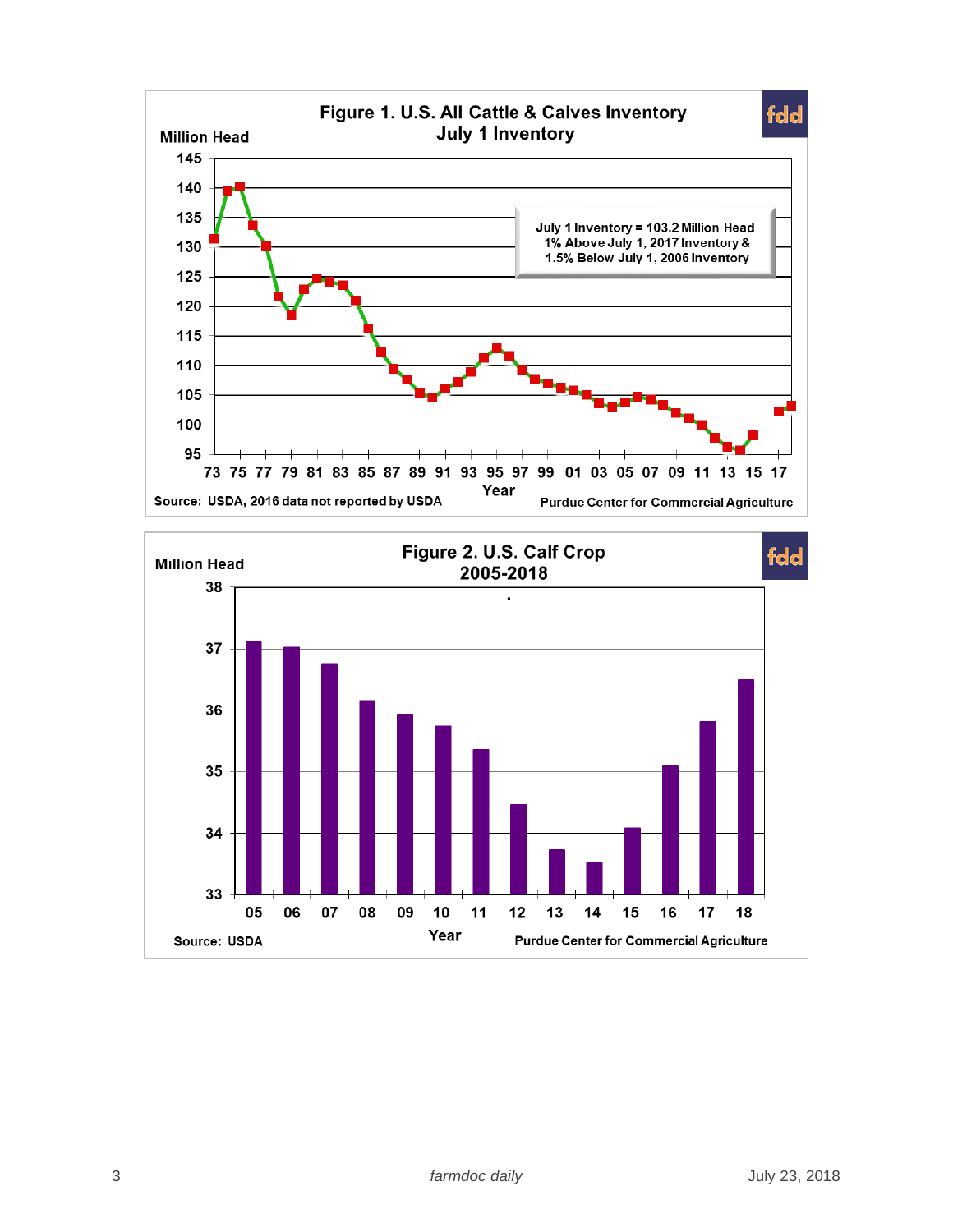Figure 1. U.S. All Cattle & Calves Inventory
July 1 Inventory

fdd

Million Head

145
140
135
130
125
120
115
110
105
100
95

July 1 Inventory = 103.2 Million Head
1% Above July 1, 2017 Inventory &
1.5% Below July 1, 2006 Inventory

73 75 77 79 81 83 85 87 89 91 93 95 97 99 01 03 05 07 09 11 13 15 17

Year

Source: USDA, 2016 data not reported by USDA

Purdue Center for Commercial Agriculture

Figure 2. U.S. Calf Crop
2005-2018

fdd

Million Head

38
37
36
35
34
33

05 06 07 08 09 10 11 12 13 14 15 16 17 18

Year

Source: USDA

Purdue Center for Commercial Agriculture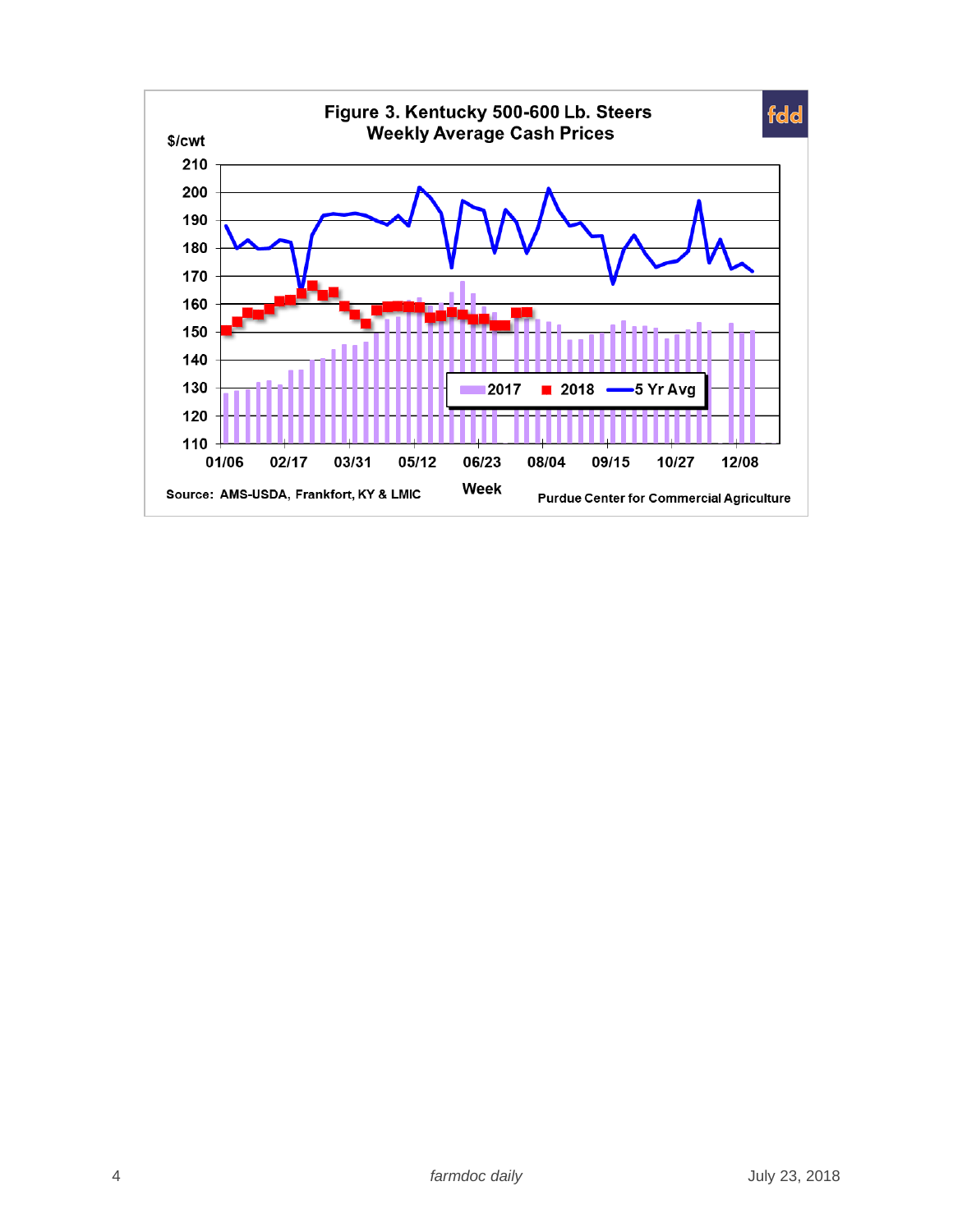Figure 3. Kentucky 500-600 Lb. Steers
Weekly Average Cash Prices

fdd

$/cwt

210
200
190
180
170
160
150
140
130
120
110

01/06
02/17
03/31
05/12
06/23
08/04
09/15
10/27
12/08

Week

2017
2018
5 Yr Avg

Source: AMS-USDA, Frankfort, KY & LMIC

Purdue Center for Commercial Agriculture